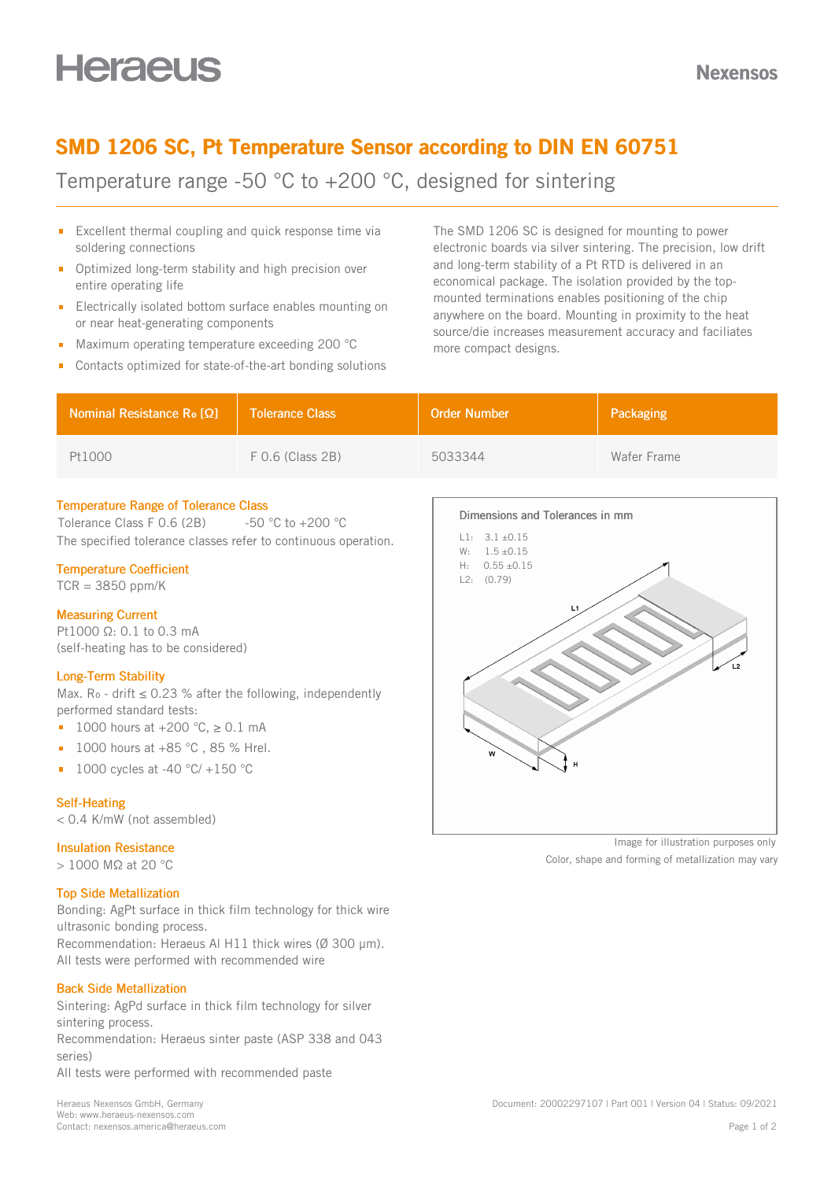Heraeus

Nexensos

# SMD 1206 SC, Pt Temperature Sensor according to DIN EN 60751

Temperature range -50 °C to +200 °C, designed for sintering

- Excellent thermal coupling and quick response time via soldering connections
- Optimized long-term stability and high precision over entire operating life
- Electrically isolated bottom surface enables mounting on or near heat-generating components
- Maximum operating temperature exceeding 200 °C
- Contacts optimized for state-of-the-art bonding solutions

The SMD 1206 SC is designed for mounting to power electronic boards via silver sintering. The precision, low drift and long-term stability of a Pt RTD is delivered in an economical package. The isolation provided by the top-mounted terminations enables positioning of the chip anywhere on the board. Mounting in proximity to the heat source/die increases measurement accuracy and faciliates more compact designs.

| Nominal Resistance $R_0$ [Ω] | Tolerance Class | Order Number | Packaging |
|---|---|---|---|
| Pt1000 | F 0.6 (Class 2B) | 5033344 | Wafer Frame |

### Temperature Range of Tolerance Class

Tolerance Class F 0.6 (2B) -50 °C to +200 °C

The specified tolerance classes refer to continuous operation.

### Temperature Coefficient

TCR = 3850 ppm/K

### Measuring Current

Pt1000 Ω: 0.1 to 0.3 mA

(self-heating has to be considered)

### Long-Term Stability

Max. $R_0$ - drift ≤ 0.23 % after the following, independently performed standard tests:

- 1000 hours at +200 °C, ≥ 0.1 mA
- 1000 hours at +85 °C , 85 % Hrel.
- 1000 cycles at -40 °C/ +150 °C

### Self-Heating

< 0.4 K/mW (not assembled)

### Insulation Resistance

> 1000 MΩ at 20 °C

### Top Side Metallization

Bonding: AgPt surface in thick film technology for thick wire ultrasonic bonding process.

Recommendation: Heraeus Al H11 thick wires (Ø 300 µm).

All tests were performed with recommended wire

### Back Side Metallization

Sintering: AgPd surface in thick film technology for silver sintering process.

Recommendation: Heraeus sinter paste (ASP 338 and 043 series)

All tests were performed with recommended paste

### Dimensions and Tolerances in mm

L1: 3.1 ±0.15
W: 1.5 ±0.15
H: 0.55 ±0.15
L2: (0.79)

Image for illustration purposes only

Color, shape and forming of metallization may vary

Heraeus Nexensos GmbH, Germany
Web: www.heraeus-nexensos.com
Contact: nexensos.america@heraeus.com

Document: 20002297107 | Part 001 | Version 04 | Status: 09/2021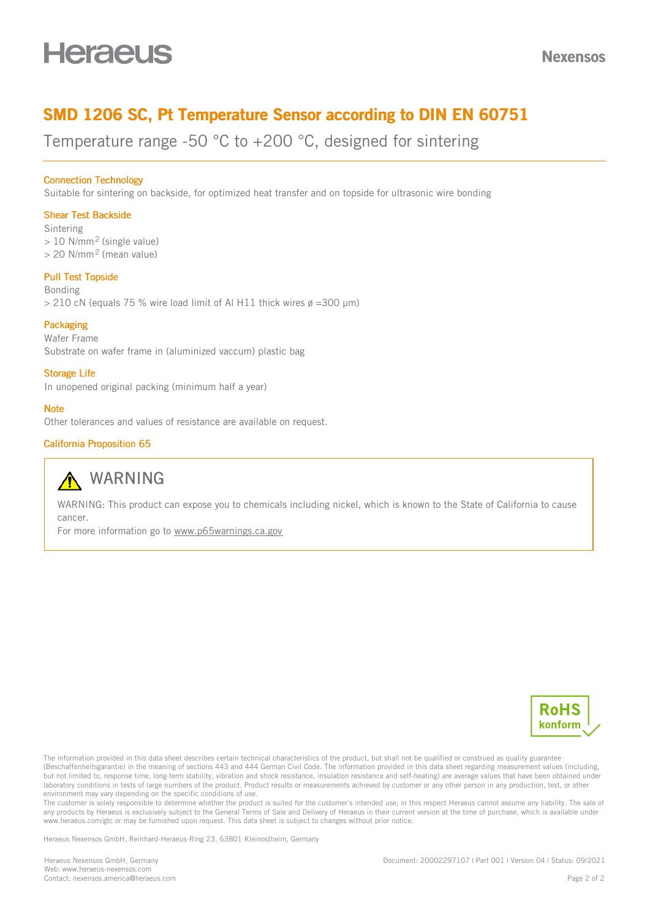# SMD 1206 SC, Pt Temperature Sensor according to DIN EN 60751

Temperature range -50 °C to +200 °C, designed for sintering

### Connection Technology

Suitable for sintering on backside, for optimized heat transfer and on topside for ultrasonic wire bonding

### Shear Test Backside

Sintering
> 10 N/mm$^2$ (single value)
> 20 N/mm$^2$ (mean value)

### Pull Test Topside

Bonding
> 210 cN (equals 75 % wire load limit of Al H11 thick wires ø =300 µm)

### Packaging

Wafer Frame
Substrate on wafer frame in (aluminized vaccum) plastic bag

### Storage Life

In unopened original packing (minimum half a year)

### Note

Other tolerances and values of resistance are available on request.

### California Proposition 65

**WARNING**

WARNING: This product can expose you to chemicals including nickel, which is known to the State of California to cause cancer.
For more information go to www.p65warnings.ca.gov

RoHS konform

The information provided in this data sheet describes certain technical characteristics of the product, but shall not be qualified or construed as quality guarantee (Beschaffenheitsgarantie) in the meaning of sections 443 and 444 German Civil Code. The information provided in this data sheet regarding measurement values (including, but not limited to, response time, long-term stability, vibration and shock resistance, insulation resistance and self-heating) are average values that have been obtained under laboratory conditions in tests of large numbers of the product. Product results or measurements achieved by customer or any other person in any production, test, or other environment may vary depending on the specific conditions of use.
The customer is solely responsible to determine whether the product is suited for the customer's intended use; in this respect Heraeus cannot assume any liability. The sale of any products by Heraeus is exclusively subject to the General Terms of Sale and Delivery of Heraeus in their current version at the time of purchase, which is available under www.heraeus.com/gtc or may be furnished upon request. This data sheet is subject to changes without prior notice.

Heraeus Nexensos GmbH, Reinhard-Heraeus-Ring 23, 63801 Kleinostheim, Germany

Heraeus Nexensos GmbH, Germany
Web: www.heraeus-nexensos.com
Contact: nexensos.america@heraeus.com

Document: 20002297107 | Part 001 | Version 04 | Status: 09/2021